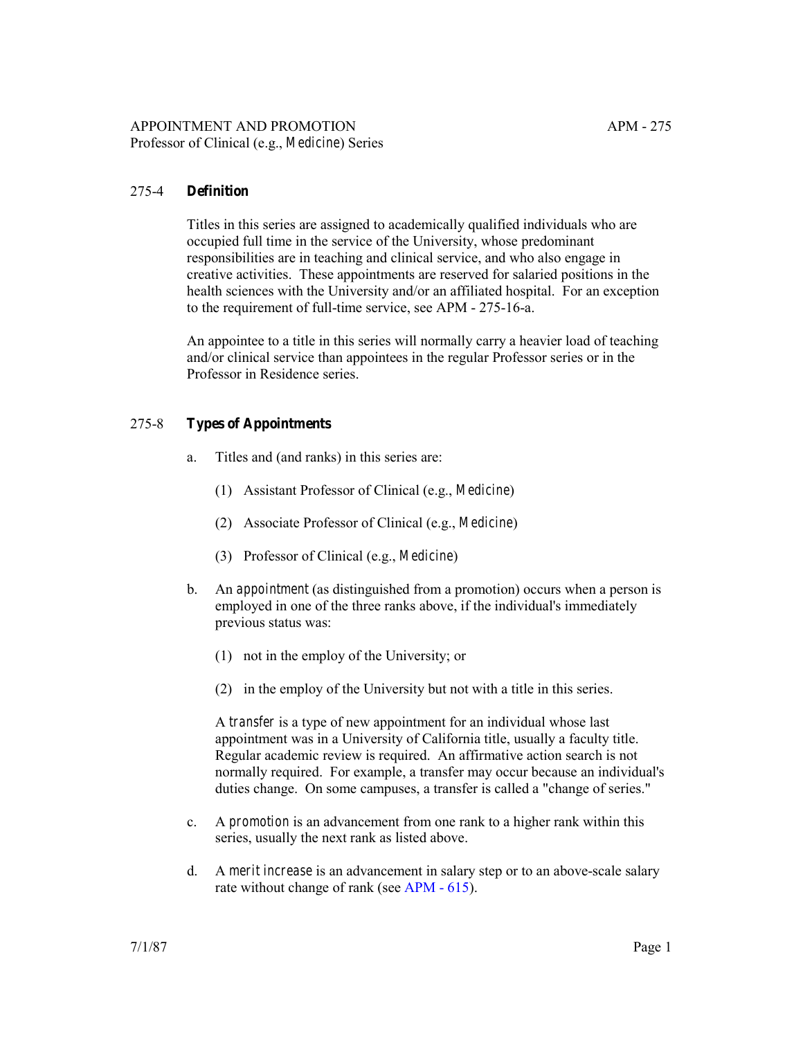APPOINTMENT AND PROMOTION
Professor of Clinical (e.g., *Medicine*) Series

## 275-4 **Definition**

Titles in this series are assigned to academically qualified individuals who are occupied full time in the service of the University, whose predominant responsibilities are in teaching and clinical service, and who also engage in creative activities. These appointments are reserved for salaried positions in the health sciences with the University and/or an affiliated hospital. For an exception to the requirement of full-time service, see APM - 275-16-a.

An appointee to a title in this series will normally carry a heavier load of teaching and/or clinical service than appointees in the regular Professor series or in the Professor in Residence series.

## 275-8 **Types of Appointments**

a. Titles and (and ranks) in this series are:

   (1) Assistant Professor of Clinical (e.g., *Medicine*)

   (2) Associate Professor of Clinical (e.g., *Medicine*)

   (3) Professor of Clinical (e.g., *Medicine*)

b. An *appointment* (as distinguished from a promotion) occurs when a person is employed in one of the three ranks above, if the individual's immediately previous status was:

   (1) not in the employ of the University; or

   (2) in the employ of the University but not with a title in this series.

   A *transfer* is a type of new appointment for an individual whose last appointment was in a University of California title, usually a faculty title. Regular academic review is required. An affirmative action search is not normally required. For example, a transfer may occur because an individual's duties change. On some campuses, a transfer is called a "change of series."

c. A *promotion* is an advancement from one rank to a higher rank within this series, usually the next rank as listed above.

d. A *merit increase* is an advancement in salary step or to an above-scale salary rate without change of rank (see APM - 615).

7/1/87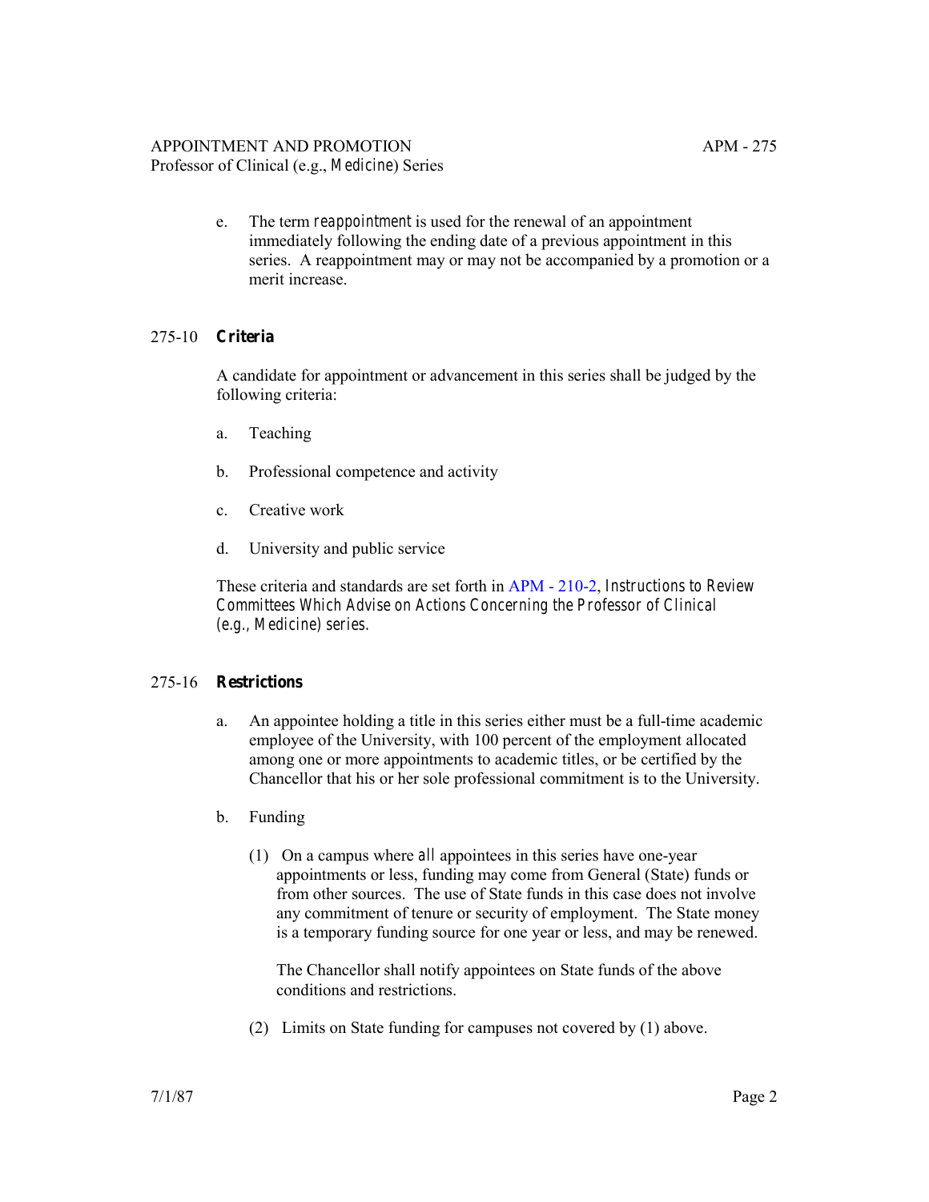e. The term *reappointment* is used for the renewal of an appointment immediately following the ending date of a previous appointment in this series. A reappointment may or may not be accompanied by a promotion or a merit increase.

## 275-10 **Criteria**

A candidate for appointment or advancement in this series shall be judged by the following criteria:

a. Teaching

b. Professional competence and activity

c. Creative work

d. University and public service

These criteria and standards are set forth in APM - 210-2, *Instructions to Review Committees Which Advise on Actions Concerning the Professor of Clinical (e.g., Medicine) series.*

## 275-16 **Restrictions**

a. An appointee holding a title in this series either must be a full-time academic employee of the University, with 100 percent of the employment allocated among one or more appointments to academic titles, or be certified by the Chancellor that his or her sole professional commitment is to the University.

b. Funding

(1) On a campus where *all* appointees in this series have one-year appointments or less, funding may come from General (State) funds or from other sources. The use of State funds in this case does not involve any commitment of tenure or security of employment. The State money is a temporary funding source for one year or less, and may be renewed.

The Chancellor shall notify appointees on State funds of the above conditions and restrictions.

(2) Limits on State funding for campuses not covered by (1) above.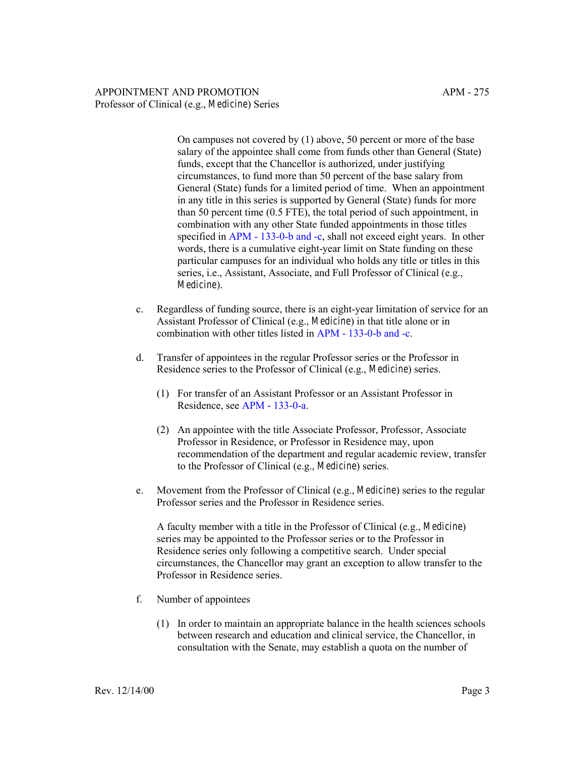On campuses not covered by (1) above, 50 percent or more of the base salary of the appointee shall come from funds other than General (State) funds, except that the Chancellor is authorized, under justifying circumstances, to fund more than 50 percent of the base salary from General (State) funds for a limited period of time. When an appointment in any title in this series is supported by General (State) funds for more than 50 percent time (0.5 FTE), the total period of such appointment, in combination with any other State funded appointments in those titles specified in APM - 133-0-b and -c, shall not exceed eight years. In other words, there is a cumulative eight-year limit on State funding on these particular campuses for an individual who holds any title or titles in this series, i.e., Assistant, Associate, and Full Professor of Clinical (e.g., *Medicine*).

c. Regardless of funding source, there is an eight-year limitation of service for an Assistant Professor of Clinical (e.g., *Medicine*) in that title alone or in combination with other titles listed in APM - 133-0-b and -c.

d. Transfer of appointees in the regular Professor series or the Professor in Residence series to the Professor of Clinical (e.g., *Medicine*) series.

   (1) For transfer of an Assistant Professor or an Assistant Professor in Residence, see APM - 133-0-a.

   (2) An appointee with the title Associate Professor, Professor, Associate Professor in Residence, or Professor in Residence may, upon recommendation of the department and regular academic review, transfer to the Professor of Clinical (e.g., *Medicine*) series.

e. Movement from the Professor of Clinical (e.g., *Medicine*) series to the regular Professor series and the Professor in Residence series.

   A faculty member with a title in the Professor of Clinical (e.g., *Medicine*) series may be appointed to the Professor series or to the Professor in Residence series only following a competitive search. Under special circumstances, the Chancellor may grant an exception to allow transfer to the Professor in Residence series.

f. Number of appointees

   (1) In order to maintain an appropriate balance in the health sciences schools between research and education and clinical service, the Chancellor, in consultation with the Senate, may establish a quota on the number of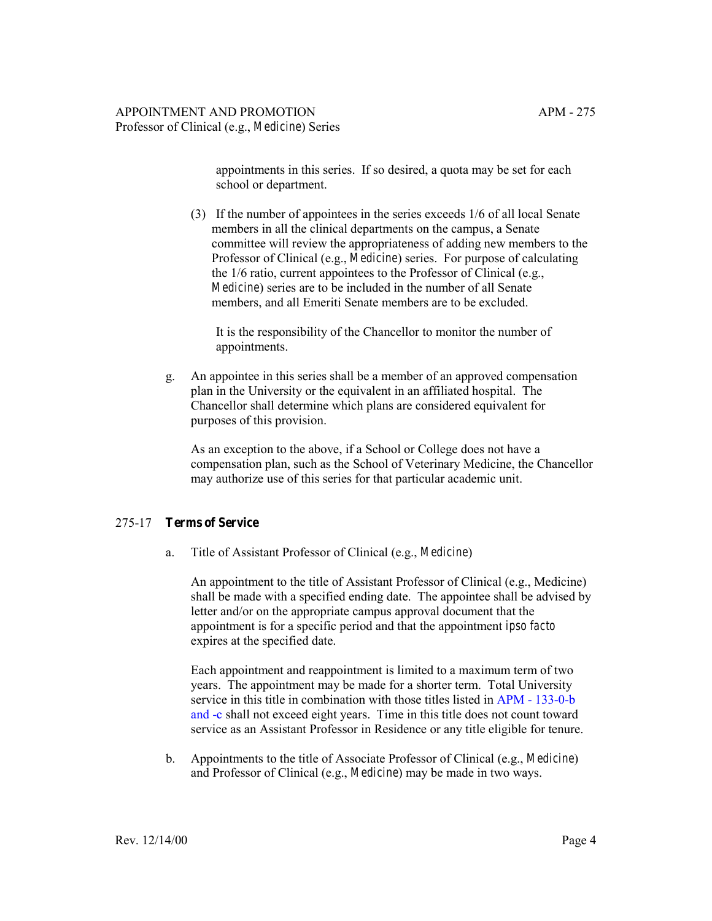appointments in this series. If so desired, a quota may be set for each school or department.

(3) If the number of appointees in the series exceeds 1/6 of all local Senate members in all the clinical departments on the campus, a Senate committee will review the appropriateness of adding new members to the Professor of Clinical (e.g., *Medicine*) series. For purpose of calculating the 1/6 ratio, current appointees to the Professor of Clinical (e.g., *Medicine*) series are to be included in the number of all Senate members, and all Emeriti Senate members are to be excluded.

It is the responsibility of the Chancellor to monitor the number of appointments.

g. An appointee in this series shall be a member of an approved compensation plan in the University or the equivalent in an affiliated hospital. The Chancellor shall determine which plans are considered equivalent for purposes of this provision.

As an exception to the above, if a School or College does not have a compensation plan, such as the School of Veterinary Medicine, the Chancellor may authorize use of this series for that particular academic unit.

## 275-17 **Terms of Service**

a. Title of Assistant Professor of Clinical (e.g., *Medicine*)

An appointment to the title of Assistant Professor of Clinical (e.g., Medicine) shall be made with a specified ending date. The appointee shall be advised by letter and/or on the appropriate campus approval document that the appointment is for a specific period and that the appointment *ipso facto* expires at the specified date.

Each appointment and reappointment is limited to a maximum term of two years. The appointment may be made for a shorter term. Total University service in this title in combination with those titles listed in APM - 133-0-b and -c shall not exceed eight years. Time in this title does not count toward service as an Assistant Professor in Residence or any title eligible for tenure.

b. Appointments to the title of Associate Professor of Clinical (e.g., *Medicine*) and Professor of Clinical (e.g., *Medicine*) may be made in two ways.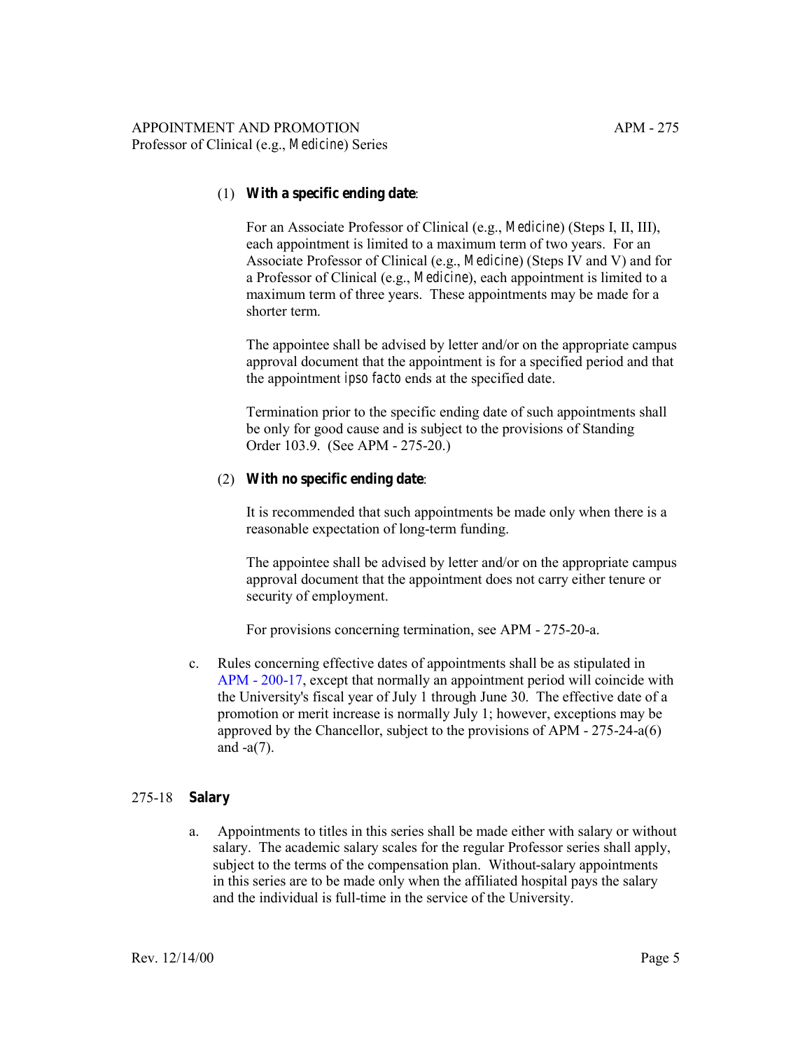(1) **With a specific ending date**:

For an Associate Professor of Clinical (e.g., *Medicine*) (Steps I, II, III), each appointment is limited to a maximum term of two years. For an Associate Professor of Clinical (e.g., *Medicine*) (Steps IV and V) and for a Professor of Clinical (e.g., *Medicine*), each appointment is limited to a maximum term of three years. These appointments may be made for a shorter term.

The appointee shall be advised by letter and/or on the appropriate campus approval document that the appointment is for a specified period and that the appointment *ipso facto* ends at the specified date.

Termination prior to the specific ending date of such appointments shall be only for good cause and is subject to the provisions of Standing Order 103.9. (See APM - 275-20.)

(2) **With no specific ending date**:

It is recommended that such appointments be made only when there is a reasonable expectation of long-term funding.

The appointee shall be advised by letter and/or on the appropriate campus approval document that the appointment does not carry either tenure or security of employment.

For provisions concerning termination, see APM - 275-20-a.

c. Rules concerning effective dates of appointments shall be as stipulated in APM - 200-17, except that normally an appointment period will coincide with the University's fiscal year of July 1 through June 30. The effective date of a promotion or merit increase is normally July 1; however, exceptions may be approved by the Chancellor, subject to the provisions of APM - 275-24-a(6) and -a(7).

## 275-18 **Salary**

a. Appointments to titles in this series shall be made either with salary or without salary. The academic salary scales for the regular Professor series shall apply, subject to the terms of the compensation plan. Without-salary appointments in this series are to be made only when the affiliated hospital pays the salary and the individual is full-time in the service of the University.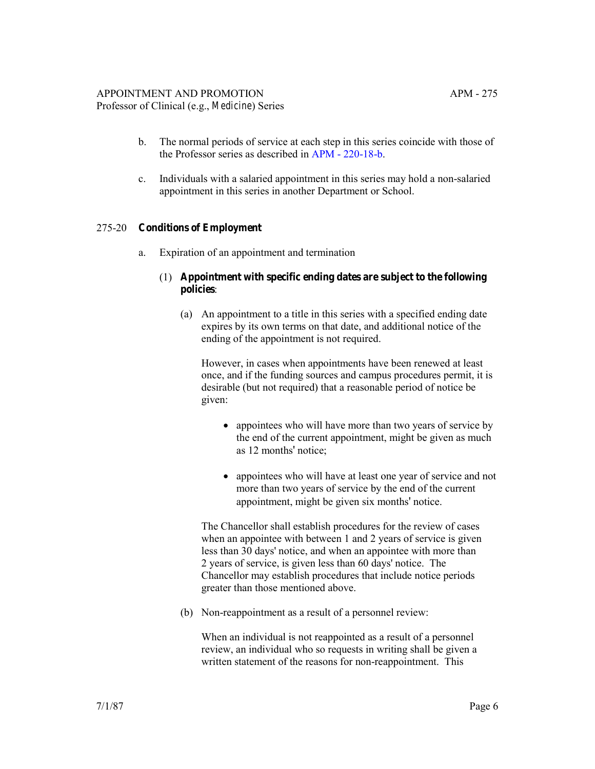b. The normal periods of service at each step in this series coincide with those of the Professor series as described in APM - 220-18-b.

c. Individuals with a salaried appointment in this series may hold a non-salaried appointment in this series in another Department or School.

## 275-20 **Conditions of Employment**

a. Expiration of an appointment and termination

(1) **Appointment with specific ending dates are subject to the following policies**:

(a) An appointment to a title in this series with a specified ending date expires by its own terms on that date, and additional notice of the ending of the appointment is not required.

However, in cases when appointments have been renewed at least once, and if the funding sources and campus procedures permit, it is desirable (but not required) that a reasonable period of notice be given:

- appointees who will have more than two years of service by the end of the current appointment, might be given as much as 12 months' notice;

- appointees who will have at least one year of service and not more than two years of service by the end of the current appointment, might be given six months' notice.

The Chancellor shall establish procedures for the review of cases when an appointee with between 1 and 2 years of service is given less than 30 days' notice, and when an appointee with more than 2 years of service, is given less than 60 days' notice. The Chancellor may establish procedures that include notice periods greater than those mentioned above.

(b) Non-reappointment as a result of a personnel review:

When an individual is not reappointed as a result of a personnel review, an individual who so requests in writing shall be given a written statement of the reasons for non-reappointment. This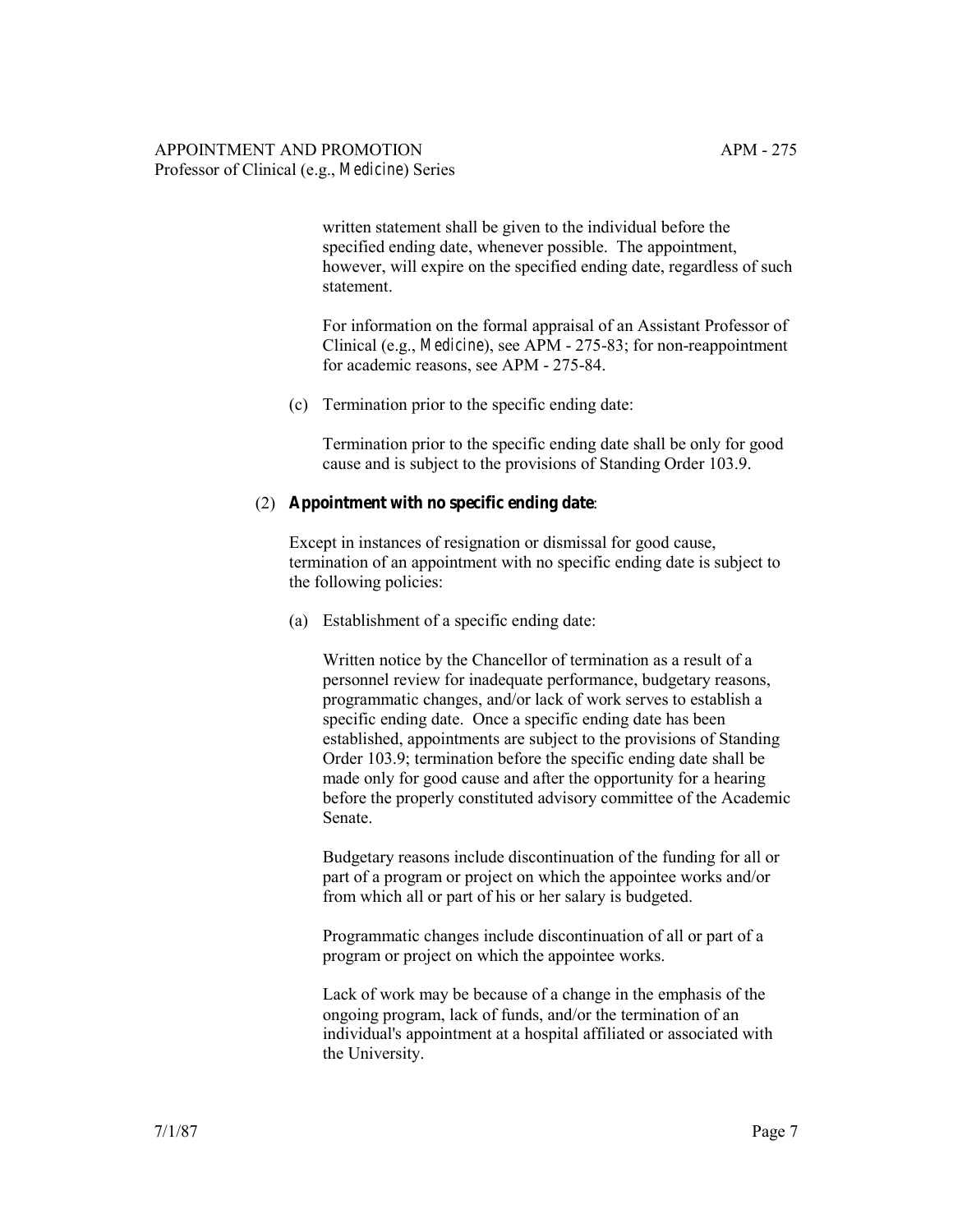written statement shall be given to the individual before the specified ending date, whenever possible. The appointment, however, will expire on the specified ending date, regardless of such statement.

For information on the formal appraisal of an Assistant Professor of Clinical (e.g., *Medicine*), see APM - 275-83; for non-reappointment for academic reasons, see APM - 275-84.

(c) Termination prior to the specific ending date:

Termination prior to the specific ending date shall be only for good cause and is subject to the provisions of Standing Order 103.9.

(2) **Appointment with no specific ending date**:

Except in instances of resignation or dismissal for good cause, termination of an appointment with no specific ending date is subject to the following policies:

(a) Establishment of a specific ending date:

Written notice by the Chancellor of termination as a result of a personnel review for inadequate performance, budgetary reasons, programmatic changes, and/or lack of work serves to establish a specific ending date. Once a specific ending date has been established, appointments are subject to the provisions of Standing Order 103.9; termination before the specific ending date shall be made only for good cause and after the opportunity for a hearing before the properly constituted advisory committee of the Academic Senate.

Budgetary reasons include discontinuation of the funding for all or part of a program or project on which the appointee works and/or from which all or part of his or her salary is budgeted.

Programmatic changes include discontinuation of all or part of a program or project on which the appointee works.

Lack of work may be because of a change in the emphasis of the ongoing program, lack of funds, and/or the termination of an individual's appointment at a hospital affiliated or associated with the University.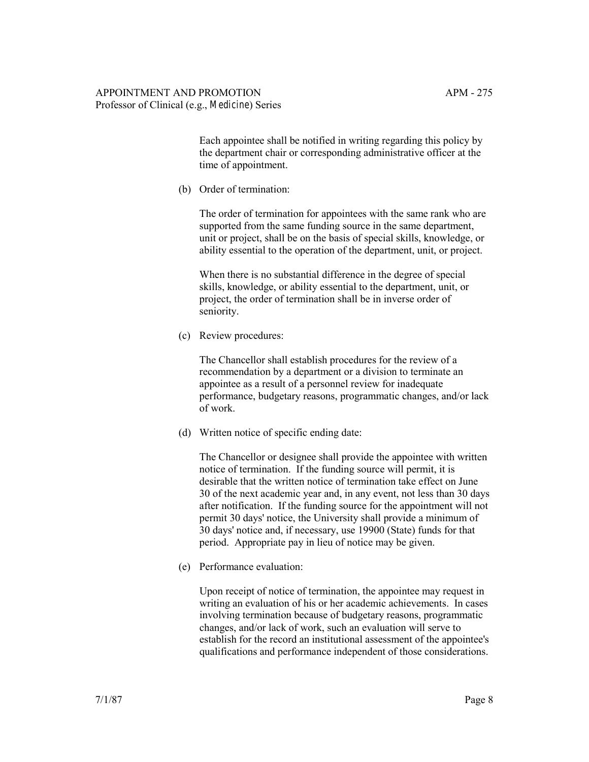Each appointee shall be notified in writing regarding this policy by the department chair or corresponding administrative officer at the time of appointment.

(b) Order of termination:

The order of termination for appointees with the same rank who are supported from the same funding source in the same department, unit or project, shall be on the basis of special skills, knowledge, or ability essential to the operation of the department, unit, or project.

When there is no substantial difference in the degree of special skills, knowledge, or ability essential to the department, unit, or project, the order of termination shall be in inverse order of seniority.

(c) Review procedures:

The Chancellor shall establish procedures for the review of a recommendation by a department or a division to terminate an appointee as a result of a personnel review for inadequate performance, budgetary reasons, programmatic changes, and/or lack of work.

(d) Written notice of specific ending date:

The Chancellor or designee shall provide the appointee with written notice of termination. If the funding source will permit, it is desirable that the written notice of termination take effect on June 30 of the next academic year and, in any event, not less than 30 days after notification. If the funding source for the appointment will not permit 30 days' notice, the University shall provide a minimum of 30 days' notice and, if necessary, use 19900 (State) funds for that period. Appropriate pay in lieu of notice may be given.

(e) Performance evaluation:

Upon receipt of notice of termination, the appointee may request in writing an evaluation of his or her academic achievements. In cases involving termination because of budgetary reasons, programmatic changes, and/or lack of work, such an evaluation will serve to establish for the record an institutional assessment of the appointee's qualifications and performance independent of those considerations.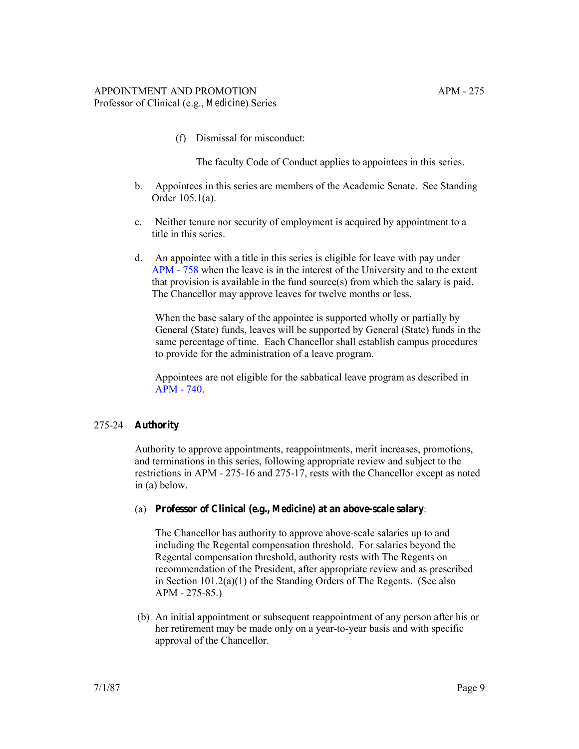(f) Dismissal for misconduct:

The faculty Code of Conduct applies to appointees in this series.

b. Appointees in this series are members of the Academic Senate. See Standing Order 105.1(a).

c. Neither tenure nor security of employment is acquired by appointment to a title in this series.

d. An appointee with a title in this series is eligible for leave with pay under APM - 758 when the leave is in the interest of the University and to the extent that provision is available in the fund source(s) from which the salary is paid. The Chancellor may approve leaves for twelve months or less.

When the base salary of the appointee is supported wholly or partially by General (State) funds, leaves will be supported by General (State) funds in the same percentage of time. Each Chancellor shall establish campus procedures to provide for the administration of a leave program.

Appointees are not eligible for the sabbatical leave program as described in APM - 740.

## 275-24 **Authority**

Authority to approve appointments, reappointments, merit increases, promotions, and terminations in this series, following appropriate review and subject to the restrictions in APM - 275-16 and 275-17, rests with the Chancellor except as noted in (a) below.

(a) **Professor of Clinical (e.g., Medicine) at an above-scale salary**:

The Chancellor has authority to approve above-scale salaries up to and including the Regental compensation threshold. For salaries beyond the Regental compensation threshold, authority rests with The Regents on recommendation of the President, after appropriate review and as prescribed in Section 101.2(a)(1) of the Standing Orders of The Regents. (See also APM - 275-85.)

(b) An initial appointment or subsequent reappointment of any person after his or her retirement may be made only on a year-to-year basis and with specific approval of the Chancellor.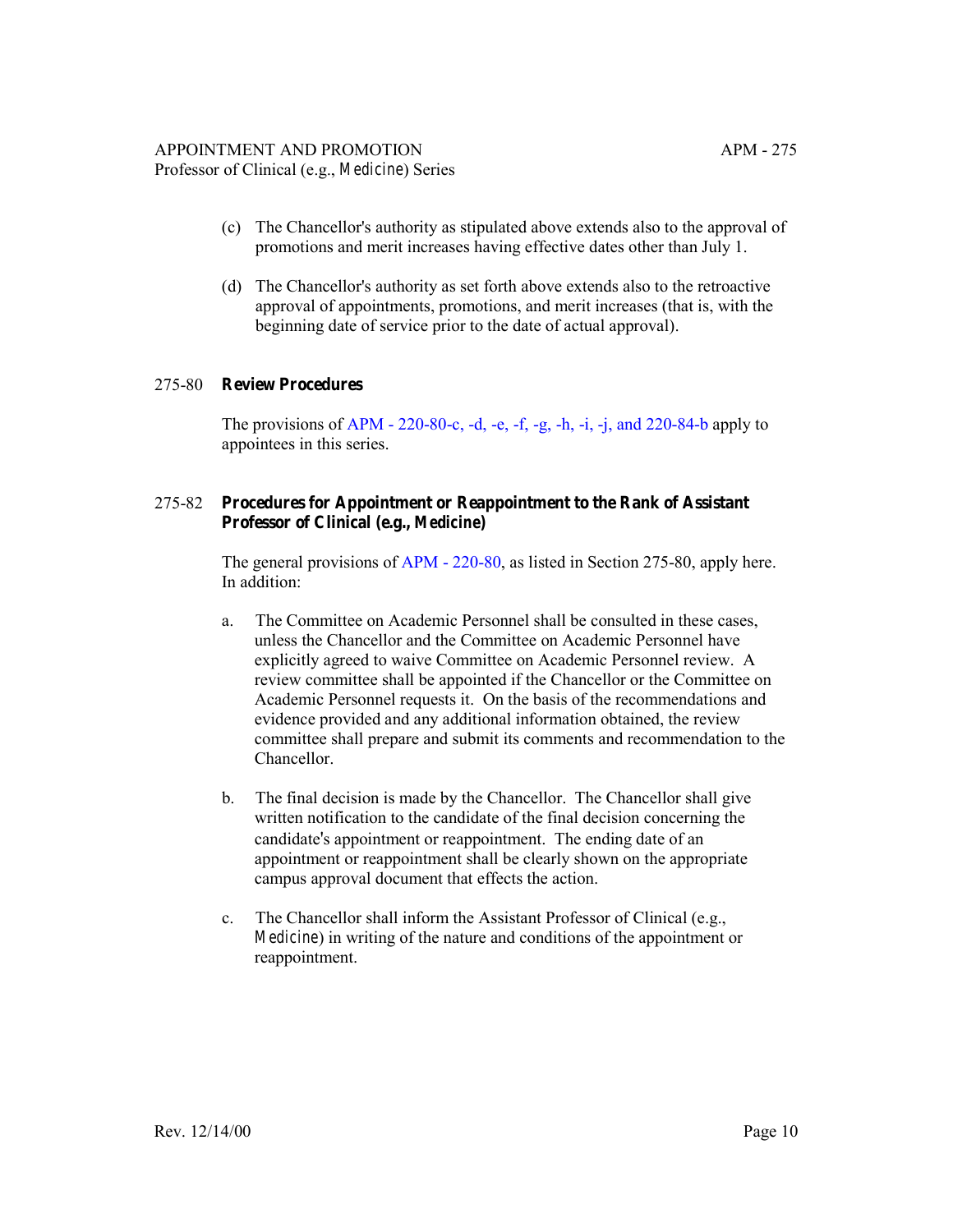(c) The Chancellor's authority as stipulated above extends also to the approval of promotions and merit increases having effective dates other than July 1.

(d) The Chancellor's authority as set forth above extends also to the retroactive approval of appointments, promotions, and merit increases (that is, with the beginning date of service prior to the date of actual approval).

## 275-80 **Review Procedures**

The provisions of APM - 220-80-c, -d, -e, -f, -g, -h, -i, -j, and 220-84-b apply to appointees in this series.

## 275-82 **Procedures for Appointment or Reappointment to the Rank of Assistant Professor of Clinical (e.g., *Medicine*)**

The general provisions of APM - 220-80, as listed in Section 275-80, apply here. In addition:

a. The Committee on Academic Personnel shall be consulted in these cases, unless the Chancellor and the Committee on Academic Personnel have explicitly agreed to waive Committee on Academic Personnel review. A review committee shall be appointed if the Chancellor or the Committee on Academic Personnel requests it. On the basis of the recommendations and evidence provided and any additional information obtained, the review committee shall prepare and submit its comments and recommendation to the Chancellor.

b. The final decision is made by the Chancellor. The Chancellor shall give written notification to the candidate of the final decision concerning the candidate's appointment or reappointment. The ending date of an appointment or reappointment shall be clearly shown on the appropriate campus approval document that effects the action.

c. The Chancellor shall inform the Assistant Professor of Clinical (e.g., *Medicine*) in writing of the nature and conditions of the appointment or reappointment.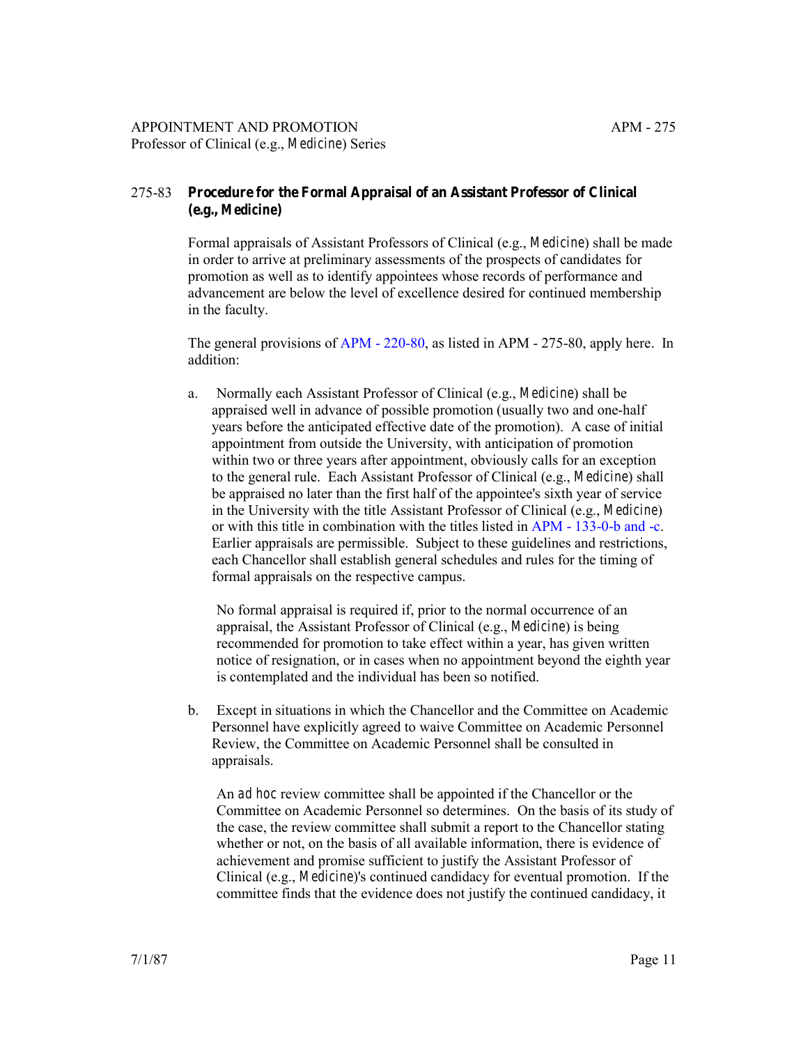### 275-83 Procedure for the Formal Appraisal of an Assistant Professor of Clinical (*e.g., Medicine*)

Formal appraisals of Assistant Professors of Clinical (e.g., *Medicine*) shall be made in order to arrive at preliminary assessments of the prospects of candidates for promotion as well as to identify appointees whose records of performance and advancement are below the level of excellence desired for continued membership in the faculty.

The general provisions of APM - 220-80, as listed in APM - 275-80, apply here. In addition:

a. Normally each Assistant Professor of Clinical (e.g., *Medicine*) shall be appraised well in advance of possible promotion (usually two and one-half years before the anticipated effective date of the promotion). A case of initial appointment from outside the University, with anticipation of promotion within two or three years after appointment, obviously calls for an exception to the general rule. Each Assistant Professor of Clinical (e.g., *Medicine*) shall be appraised no later than the first half of the appointee's sixth year of service in the University with the title Assistant Professor of Clinical (e.g., *Medicine*) or with this title in combination with the titles listed in APM - 133-0-b and -c. Earlier appraisals are permissible. Subject to these guidelines and restrictions, each Chancellor shall establish general schedules and rules for the timing of formal appraisals on the respective campus.

   No formal appraisal is required if, prior to the normal occurrence of an appraisal, the Assistant Professor of Clinical (e.g., *Medicine*) is being recommended for promotion to take effect within a year, has given written notice of resignation, or in cases when no appointment beyond the eighth year is contemplated and the individual has been so notified.

b. Except in situations in which the Chancellor and the Committee on Academic Personnel have explicitly agreed to waive Committee on Academic Personnel Review, the Committee on Academic Personnel shall be consulted in appraisals.

   An *ad hoc* review committee shall be appointed if the Chancellor or the Committee on Academic Personnel so determines. On the basis of its study of the case, the review committee shall submit a report to the Chancellor stating whether or not, on the basis of all available information, there is evidence of achievement and promise sufficient to justify the Assistant Professor of Clinical (e.g., *Medicine*)'s continued candidacy for eventual promotion. If the committee finds that the evidence does not justify the continued candidacy, it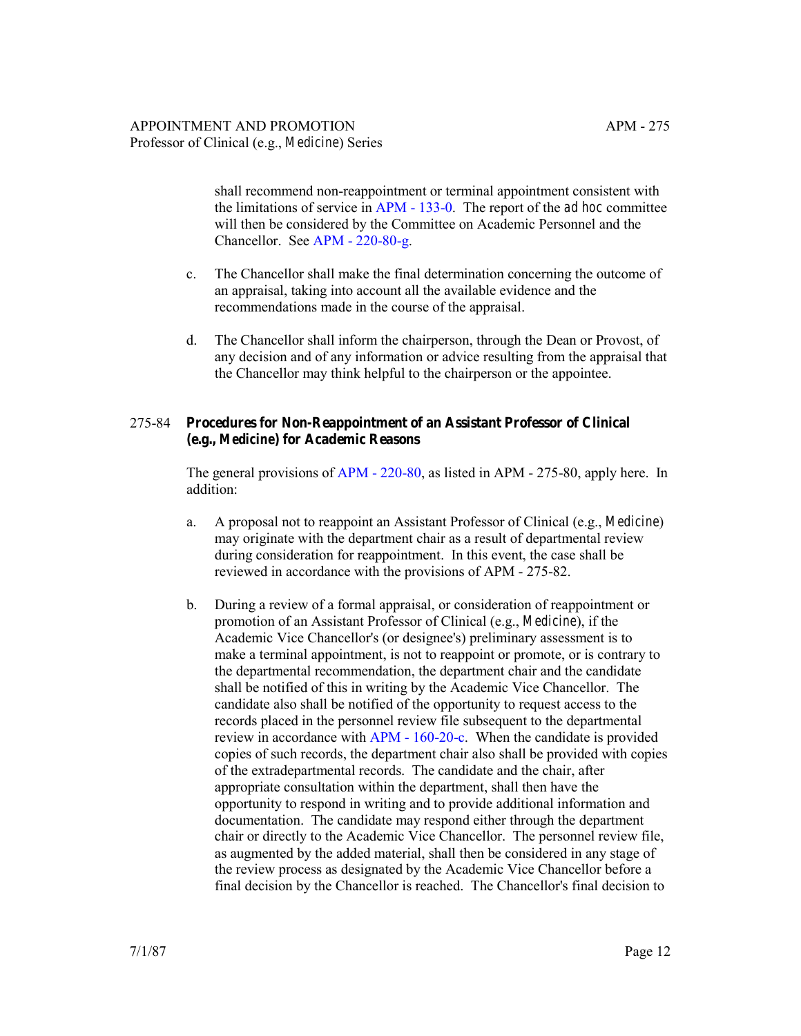shall recommend non-reappointment or terminal appointment consistent with the limitations of service in APM - 133-0. The report of the *ad hoc* committee will then be considered by the Committee on Academic Personnel and the Chancellor. See APM - 220-80-g.

c. The Chancellor shall make the final determination concerning the outcome of an appraisal, taking into account all the available evidence and the recommendations made in the course of the appraisal.

d. The Chancellor shall inform the chairperson, through the Dean or Provost, of any decision and of any information or advice resulting from the appraisal that the Chancellor may think helpful to the chairperson or the appointee.

## 275-84 **Procedures for Non-Reappointment of an Assistant Professor of Clinical (e.g., *Medicine*) for Academic Reasons**

The general provisions of APM - 220-80, as listed in APM - 275-80, apply here. In addition:

a. A proposal not to reappoint an Assistant Professor of Clinical (e.g., *Medicine*) may originate with the department chair as a result of departmental review during consideration for reappointment. In this event, the case shall be reviewed in accordance with the provisions of APM - 275-82.

b. During a review of a formal appraisal, or consideration of reappointment or promotion of an Assistant Professor of Clinical (e.g., *Medicine*), if the Academic Vice Chancellor's (or designee's) preliminary assessment is to make a terminal appointment, is not to reappoint or promote, or is contrary to the departmental recommendation, the department chair and the candidate shall be notified of this in writing by the Academic Vice Chancellor. The candidate also shall be notified of the opportunity to request access to the records placed in the personnel review file subsequent to the departmental review in accordance with APM - 160-20-c. When the candidate is provided copies of such records, the department chair also shall be provided with copies of the extradepartmental records. The candidate and the chair, after appropriate consultation within the department, shall then have the opportunity to respond in writing and to provide additional information and documentation. The candidate may respond either through the department chair or directly to the Academic Vice Chancellor. The personnel review file, as augmented by the added material, shall then be considered in any stage of the review process as designated by the Academic Vice Chancellor before a final decision by the Chancellor is reached. The Chancellor's final decision to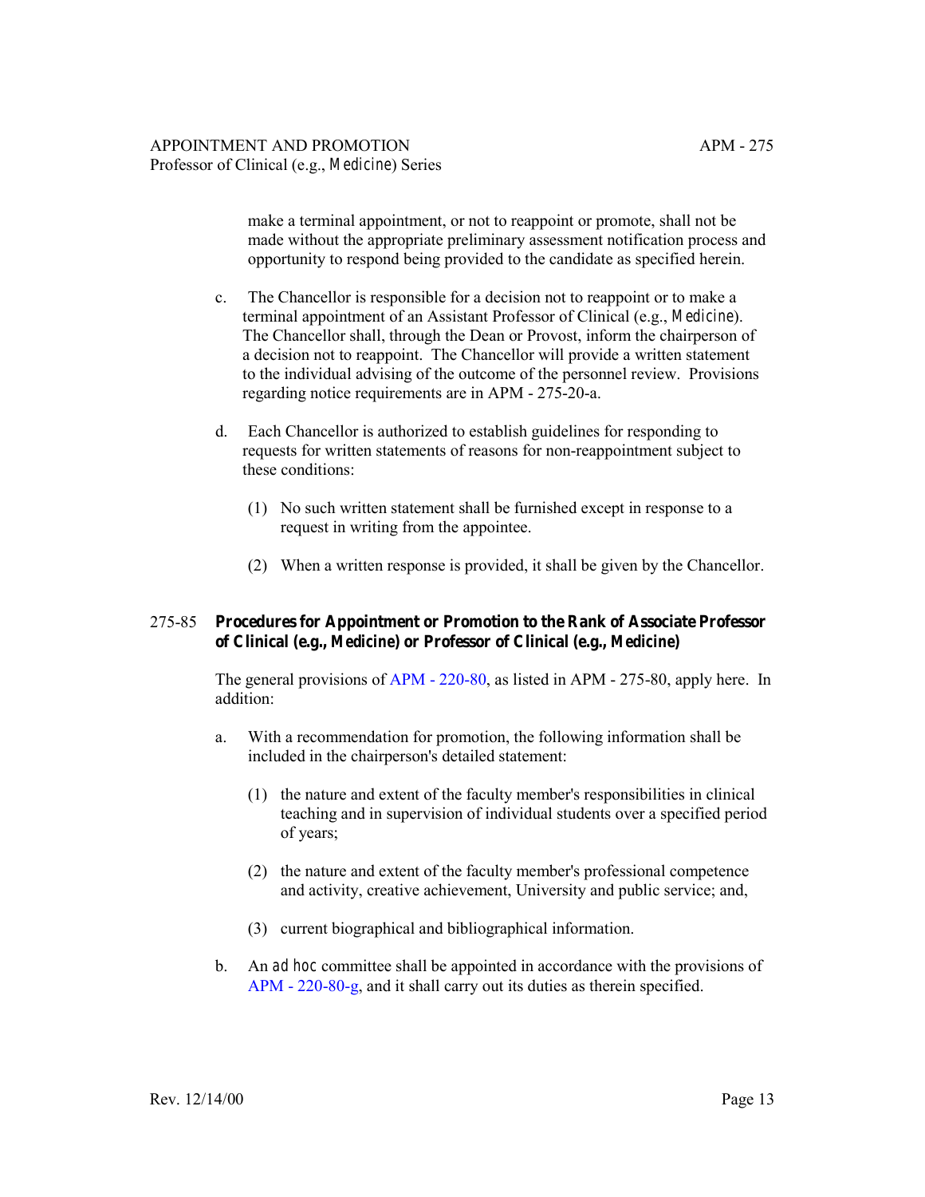make a terminal appointment, or not to reappoint or promote, shall not be made without the appropriate preliminary assessment notification process and opportunity to respond being provided to the candidate as specified herein.

c. The Chancellor is responsible for a decision not to reappoint or to make a terminal appointment of an Assistant Professor of Clinical (e.g., *Medicine*). The Chancellor shall, through the Dean or Provost, inform the chairperson of a decision not to reappoint. The Chancellor will provide a written statement to the individual advising of the outcome of the personnel review. Provisions regarding notice requirements are in APM - 275-20-a.

d. Each Chancellor is authorized to establish guidelines for responding to requests for written statements of reasons for non-reappointment subject to these conditions:

(1) No such written statement shall be furnished except in response to a request in writing from the appointee.

(2) When a written response is provided, it shall be given by the Chancellor.

## 275-85 Procedures for Appointment or Promotion to the Rank of Associate Professor of Clinical (e.g., *Medicine*) or Professor of Clinical (e.g., *Medicine*)

The general provisions of APM - 220-80, as listed in APM - 275-80, apply here. In addition:

a. With a recommendation for promotion, the following information shall be included in the chairperson's detailed statement:

(1) the nature and extent of the faculty member's responsibilities in clinical teaching and in supervision of individual students over a specified period of years;

(2) the nature and extent of the faculty member's professional competence and activity, creative achievement, University and public service; and,

(3) current biographical and bibliographical information.

b. An *ad hoc* committee shall be appointed in accordance with the provisions of APM - 220-80-g, and it shall carry out its duties as therein specified.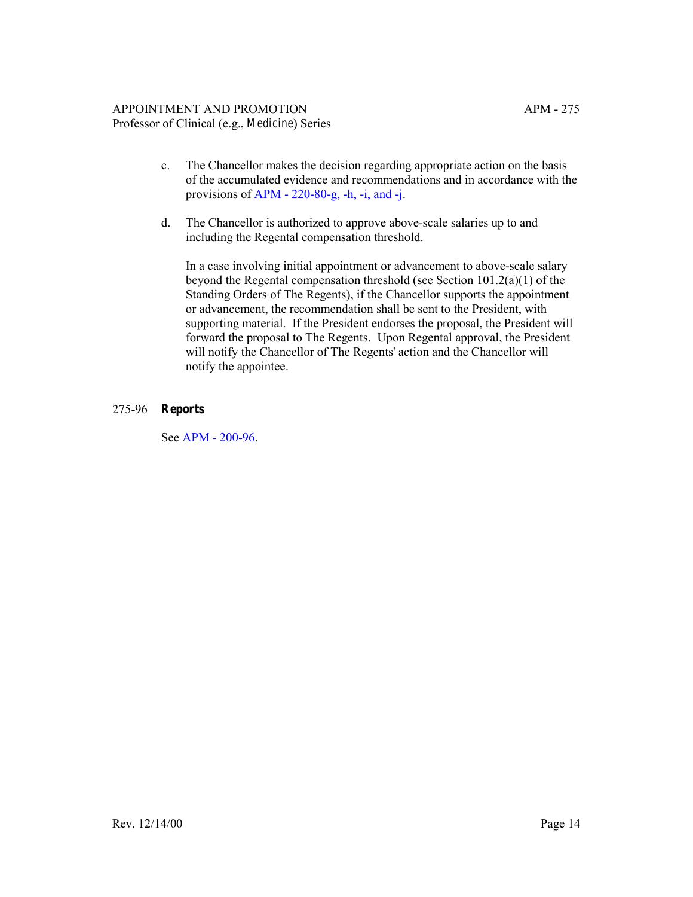c. The Chancellor makes the decision regarding appropriate action on the basis of the accumulated evidence and recommendations and in accordance with the provisions of APM - 220-80-g, -h, -i, and -j.

d. The Chancellor is authorized to approve above-scale salaries up to and including the Regental compensation threshold.

   In a case involving initial appointment or advancement to above-scale salary beyond the Regental compensation threshold (see Section 101.2(a)(1) of the Standing Orders of The Regents), if the Chancellor supports the appointment or advancement, the recommendation shall be sent to the President, with supporting material. If the President endorses the proposal, the President will forward the proposal to The Regents. Upon Regental approval, the President will notify the Chancellor of The Regents' action and the Chancellor will notify the appointee.

## 275-96 **Reports**

See APM - 200-96.